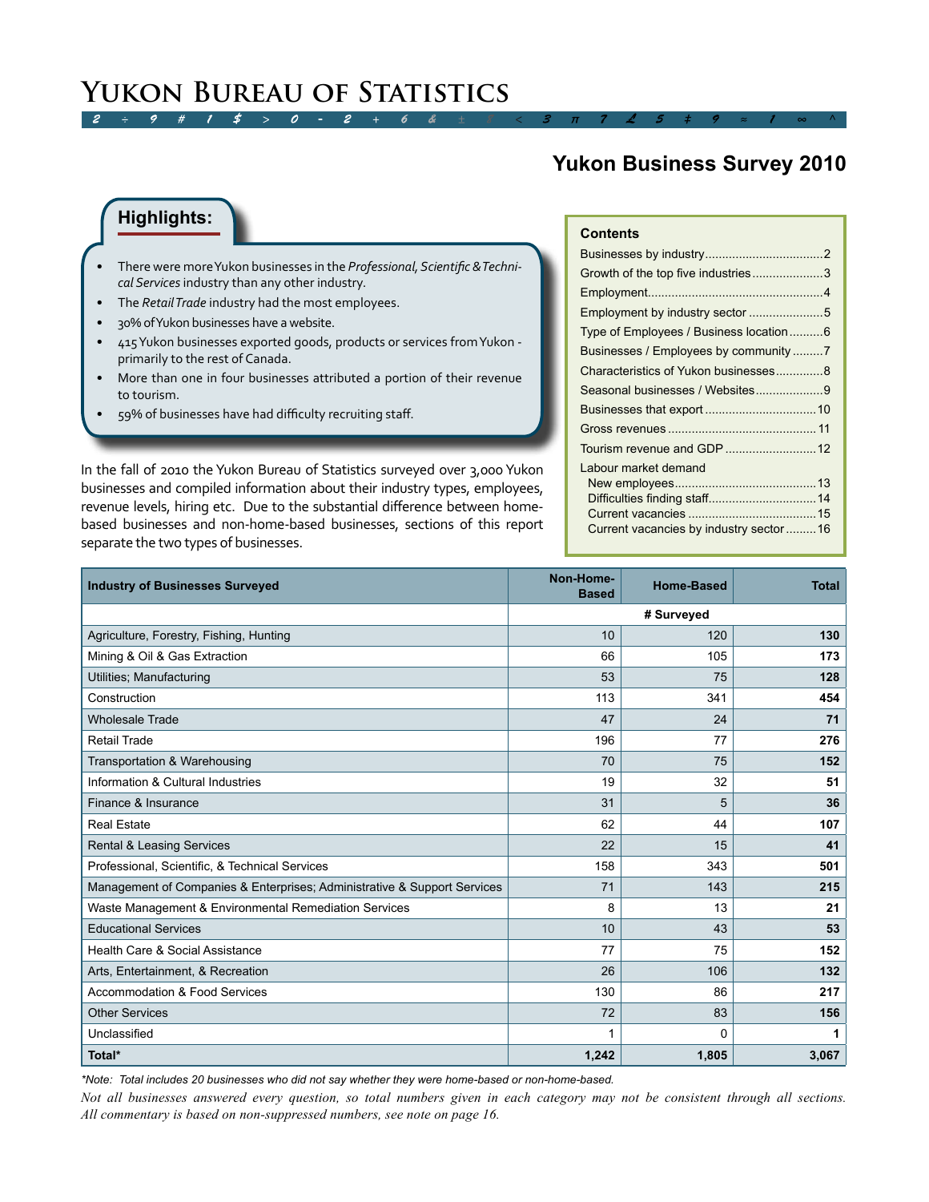# Yukon Bureau of Statistics

## Yukon Business Survey 2010

### Highlights:

- There were more Yukon businesses in the *Professional, Scientific & Technical Services* industry than any other industry.
- The *Retail Trade* industry had the most employees.
- 30% of Yukon businesses have a website.
- 415 Yukon businesses exported goods, products or services from Yukon - primarily to the rest of Canada.
- More than one in four businesses attributed a portion of their revenue to tourism.
- 59% of businesses have had difficulty recruiting staff.

In the fall of 2010 the Yukon Bureau of Statistics surveyed over 3,000 Yukon businesses and compiled information about their industry types, employees, revenue levels, hiring etc. Due to the substantial difference between home-based businesses and non-home-based businesses, sections of this report separate the two types of businesses.

**Contents**

- Businesses by industry....................2
- Growth of the top five industries....................3
- Employment....................4
- Employment by industry sector....................5
- Type of Employees / Business location....................6
- Businesses / Employees by community....................7
- Characteristics of Yukon businesses....................8
- Seasonal businesses / Websites....................9
- Businesses that export....................10
- Gross revenues....................11
- Tourism revenue and GDP....................12
- Labour market demand
  - New employees....................13
  - Difficulties finding staff....................14
  - Current vacancies....................15
  - Current vacancies by industry sector....................16

| Industry of Businesses Surveyed | Non-Home-Based | Home-Based | Total |
|---|---|---|---|
| | | # Surveyed | |
| Agriculture, Forestry, Fishing, Hunting | 10 | 120 | **130** |
| Mining & Oil & Gas Extraction | 66 | 105 | **173** |
| Utilities; Manufacturing | 53 | 75 | **128** |
| Construction | 113 | 341 | **454** |
| Wholesale Trade | 47 | 24 | **71** |
| Retail Trade | 196 | 77 | **276** |
| Transportation & Warehousing | 70 | 75 | **152** |
| Information & Cultural Industries | 19 | 32 | **51** |
| Finance & Insurance | 31 | 5 | **36** |
| Real Estate | 62 | 44 | **107** |
| Rental & Leasing Services | 22 | 15 | **41** |
| Professional, Scientific, & Technical Services | 158 | 343 | **501** |
| Management of Companies & Enterprises; Administrative & Support Services | 71 | 143 | **215** |
| Waste Management & Environmental Remediation Services | 8 | 13 | **21** |
| Educational Services | 10 | 43 | **53** |
| Health Care & Social Assistance | 77 | 75 | **152** |
| Arts, Entertainment, & Recreation | 26 | 106 | **132** |
| Accommodation & Food Services | 130 | 86 | **217** |
| Other Services | 72 | 83 | **156** |
| Unclassified | 1 | 0 | **1** |
| **Total*** | **1,242** | **1,805** | **3,067** |

*\*Note: Total includes 20 businesses who did not say whether they were home-based or non-home-based.*

*Not all businesses answered every question, so total numbers given in each category may not be consistent through all sections. All commentary is based on non-suppressed numbers, see note on page 16.*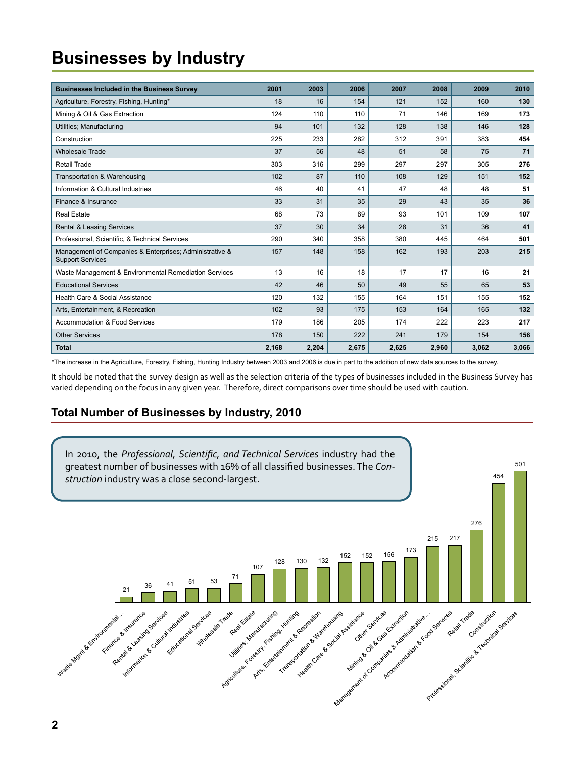# Businesses by Industry

| Businesses Included in the Business Survey | 2001 | 2003 | 2006 | 2007 | 2008 | 2009 | 2010 |
|---|---|---|---|---|---|---|---|
| Agriculture, Forestry, Fishing, Hunting* | 18 | 16 | 154 | 121 | 152 | 160 | **130** |
| Mining & Oil & Gas Extraction | 124 | 110 | 110 | 71 | 146 | 169 | **173** |
| Utilities; Manufacturing | 94 | 101 | 132 | 128 | 138 | 146 | **128** |
| Construction | 225 | 233 | 282 | 312 | 391 | 383 | **454** |
| Wholesale Trade | 37 | 56 | 48 | 51 | 58 | 75 | **71** |
| Retail Trade | 303 | 316 | 299 | 297 | 297 | 305 | **276** |
| Transportation & Warehousing | 102 | 87 | 110 | 108 | 129 | 151 | **152** |
| Information & Cultural Industries | 46 | 40 | 41 | 47 | 48 | 48 | **51** |
| Finance & Insurance | 33 | 31 | 35 | 29 | 43 | 35 | **36** |
| Real Estate | 68 | 73 | 89 | 93 | 101 | 109 | **107** |
| Rental & Leasing Services | 37 | 30 | 34 | 28 | 31 | 36 | **41** |
| Professional, Scientific, & Technical Services | 290 | 340 | 358 | 380 | 445 | 464 | **501** |
| Management of Companies & Enterprises; Administrative & Support Services | 157 | 148 | 158 | 162 | 193 | 203 | **215** |
| Waste Management & Environmental Remediation Services | 13 | 16 | 18 | 17 | 17 | 16 | **21** |
| Educational Services | 42 | 46 | 50 | 49 | 55 | 65 | **53** |
| Health Care & Social Assistance | 120 | 132 | 155 | 164 | 151 | 155 | **152** |
| Arts, Entertainment, & Recreation | 102 | 93 | 175 | 153 | 164 | 165 | **132** |
| Accommodation & Food Services | 179 | 186 | 205 | 174 | 222 | 223 | **217** |
| Other Services | 178 | 150 | 222 | 241 | 179 | 154 | **156** |
| **Total** | **2,168** | **2,204** | **2,675** | **2,625** | **2,960** | **3,062** | **3,066** |

*The increase in the Agriculture, Forestry, Fishing, Hunting Industry between 2003 and 2006 is due in part to the addition of new data sources to the survey.

It should be noted that the survey design as well as the selection criteria of the types of businesses included in the Business Survey has varied depending on the focus in any given year. Therefore, direct comparisons over time should be used with caution.

## Total Number of Businesses by Industry, 2010

In 2010, the *Professional, Scientific, and Technical Services* industry had the greatest number of businesses with 16% of all classified businesses. The *Construction* industry was a close second-largest.

| Industry | 2010 |
|---|---|
| Waste Mgmt & Environmental... | 21 |
| Finance & Insurance | 36 |
| Rental & Leasing Services | 41 |
| Information & Cultural Industries | 51 |
| Educational Services | 53 |
| Wholesale Trade | 71 |
| Real Estate | 107 |
| Utilities; Manufacturing | 128 |
| Agriculture, Forestry, Fishing, Hunting | 130 |
| Arts, Entertainment & Recreation | 132 |
| Transportation & Warehousing | 152 |
| Health Care & Social Assistance | 152 |
| Other Services | 156 |
| Mining & Oil & Gas Extraction | 173 |
| Management of Companies & Administrative... | 215 |
| Accommodation & Food Services | 217 |
| Retail Trade | 276 |
| Construction | 454 |
| Professional, Scientific & Technical Services | 501 |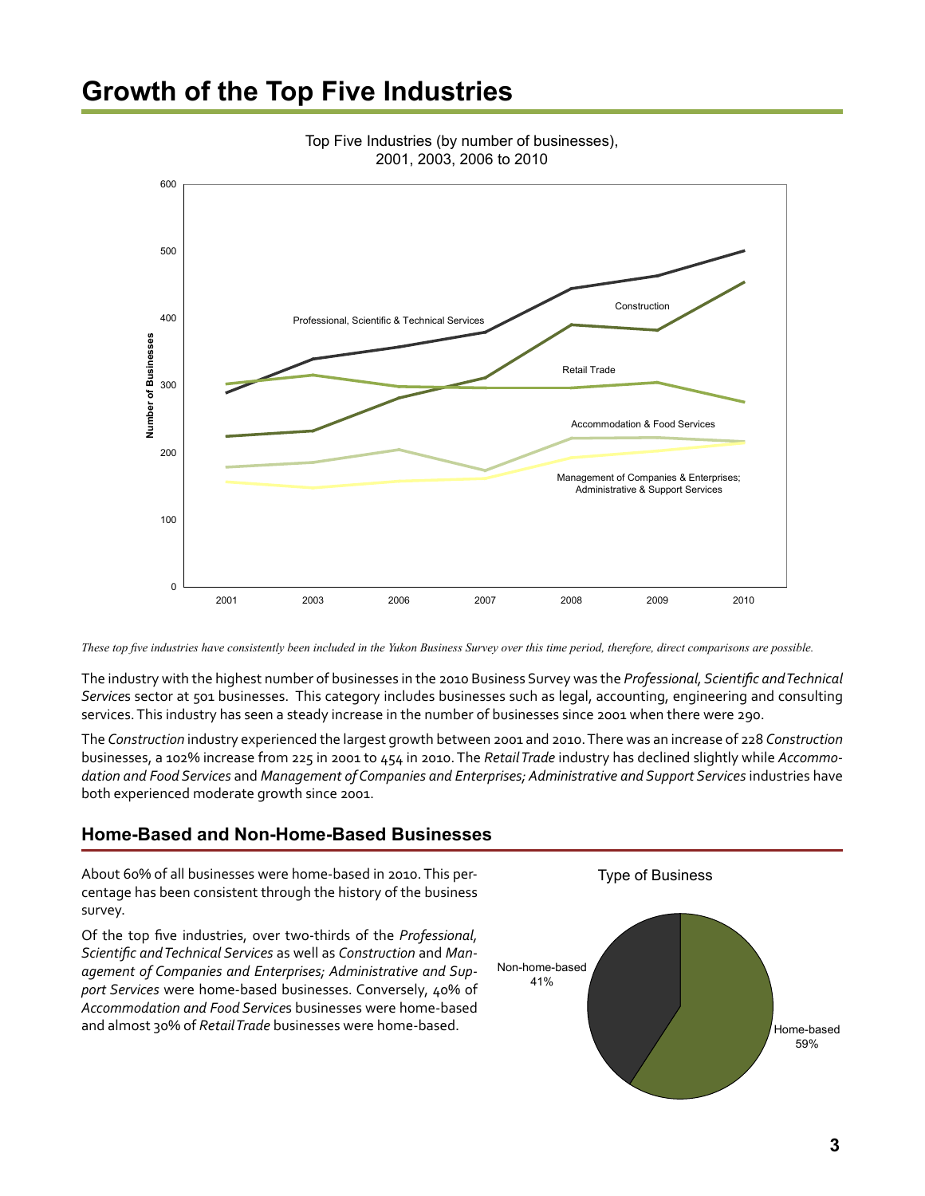# Growth of the Top Five Industries

Top Five Industries (by number of businesses), 2001, 2003, 2006 to 2010

*These top five industries have consistently been included in the Yukon Business Survey over this time period, therefore, direct comparisons are possible.*

The industry with the highest number of businesses in the 2010 Business Survey was the *Professional, Scientific and Technical Services* sector at 501 businesses. This category includes businesses such as legal, accounting, engineering and consulting services. This industry has seen a steady increase in the number of businesses since 2001 when there were 290.

The *Construction* industry experienced the largest growth between 2001 and 2010. There was an increase of 228 *Construction* businesses, a 102% increase from 225 in 2001 to 454 in 2010. The *Retail Trade* industry has declined slightly while *Accommodation and Food Services* and *Management of Companies and Enterprises; Administrative and Support Services* industries have both experienced moderate growth since 2001.

## Home-Based and Non-Home-Based Businesses

About 60% of all businesses were home-based in 2010. This percentage has been consistent through the history of the business survey.

Of the top five industries, over two-thirds of the *Professional, Scientific and Technical Services* as well as *Construction* and *Management of Companies and Enterprises; Administrative and Support Services* were home-based businesses. Conversely, 40% of *Accommodation and Food Services* businesses were home-based and almost 30% of *Retail Trade* businesses were home-based.

Type of Business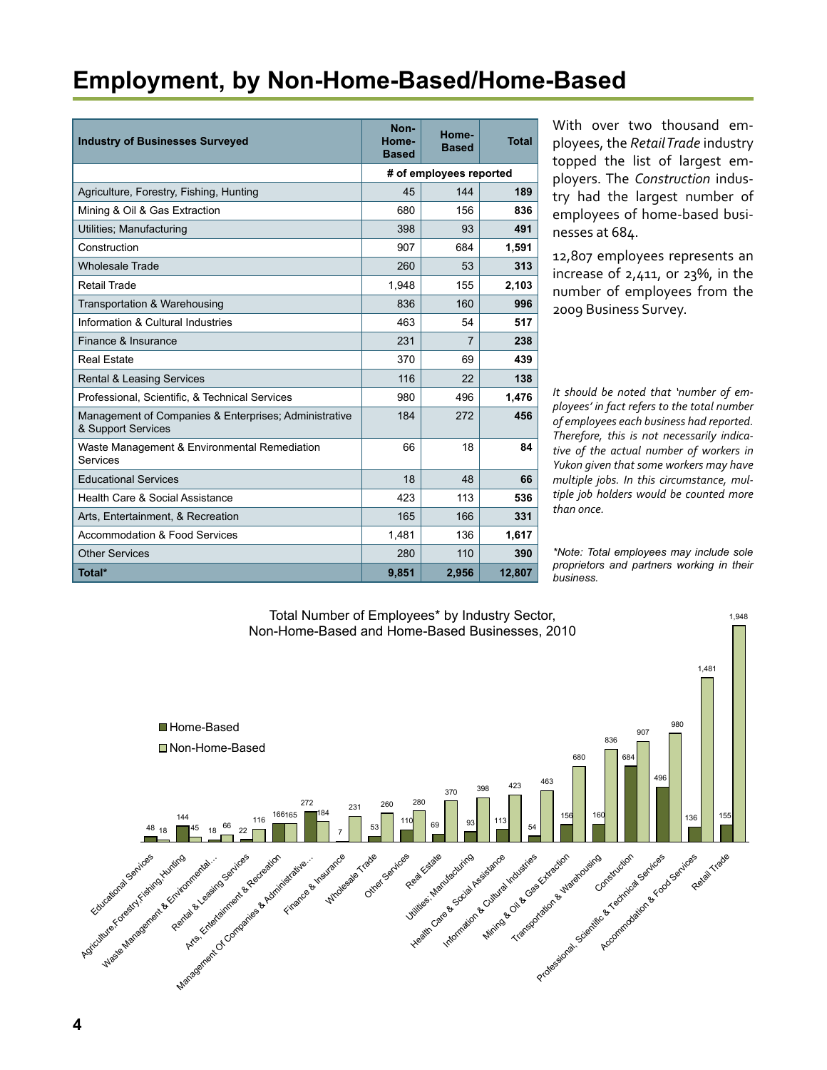# Employment, by Non-Home-Based/Home-Based

| Industry of Businesses Surveyed | Non-Home-Based | Home-Based | Total |
|---|---|---|---|
| | # of employees reported | | |
| Agriculture, Forestry, Fishing, Hunting | 45 | 144 | **189** |
| Mining & Oil & Gas Extraction | 680 | 156 | **836** |
| Utilities; Manufacturing | 398 | 93 | **491** |
| Construction | 907 | 684 | **1,591** |
| Wholesale Trade | 260 | 53 | **313** |
| Retail Trade | 1,948 | 155 | **2,103** |
| Transportation & Warehousing | 836 | 160 | **996** |
| Information & Cultural Industries | 463 | 54 | **517** |
| Finance & Insurance | 231 | 7 | **238** |
| Real Estate | 370 | 69 | **439** |
| Rental & Leasing Services | 116 | 22 | **138** |
| Professional, Scientific, & Technical Services | 980 | 496 | **1,476** |
| Management of Companies & Enterprises; Administrative & Support Services | 184 | 272 | **456** |
| Waste Management & Environmental Remediation Services | 66 | 18 | **84** |
| Educational Services | 18 | 48 | **66** |
| Health Care & Social Assistance | 423 | 113 | **536** |
| Arts, Entertainment, & Recreation | 165 | 166 | **331** |
| Accommodation & Food Services | 1,481 | 136 | **1,617** |
| Other Services | 280 | 110 | **390** |
| **Total*** | **9,851** | **2,956** | **12,807** |

With over two thousand employees, the *Retail Trade* industry topped the list of largest employers. The *Construction* industry had the largest number of employees of home-based businesses at 684.

12,807 employees represents an increase of 2,411, or 23%, in the number of employees from the 2009 Business Survey.

*It should be noted that 'number of employees' in fact refers to the total number of employees each business had reported. Therefore, this is not necessarily indicative of the actual number of workers in Yukon given that some workers may have multiple jobs. In this circumstance, multiple job holders would be counted more than once.*

*\*Note: Total employees may include sole proprietors and partners working in their business.*

Total Number of Employees* by Industry Sector, Non-Home-Based and Home-Based Businesses, 2010

| Industry | Home-Based | Non-Home-Based |
|---|---|---|
| Educational Services | 48 | 18 |
| Agriculture,Forestry,Fishing,Hunting | 144 | 45 |
| Waste Management & Environmental... | 18 | 66 |
| Rental & Leasing Services | 22 | 116 |
| Arts, Entertainment & Recreation | 166 | 165 |
| Management Of Companies & Administrative... | 272 | 184 |
| Finance & Insurance | 7 | 231 |
| Wholesale Trade | 53 | 260 |
| Other Services | 110 | 280 |
| Real Estate | 69 | 370 |
| Utilities; Manufacturing | 93 | 398 |
| Health Care & Social Assistance | 113 | 423 |
| Information & Cultural Industries | 54 | 463 |
| Mining & Oil & Gas Extraction | 156 | 680 |
| Transportation & Warehousing | 160 | 836 |
| Construction | 684 | 907 |
| Professional, Scientific & Technical Services | 496 | 980 |
| Accommodation & Food Services | 136 | 1,481 |
| Retail Trade | 155 | 1,948 |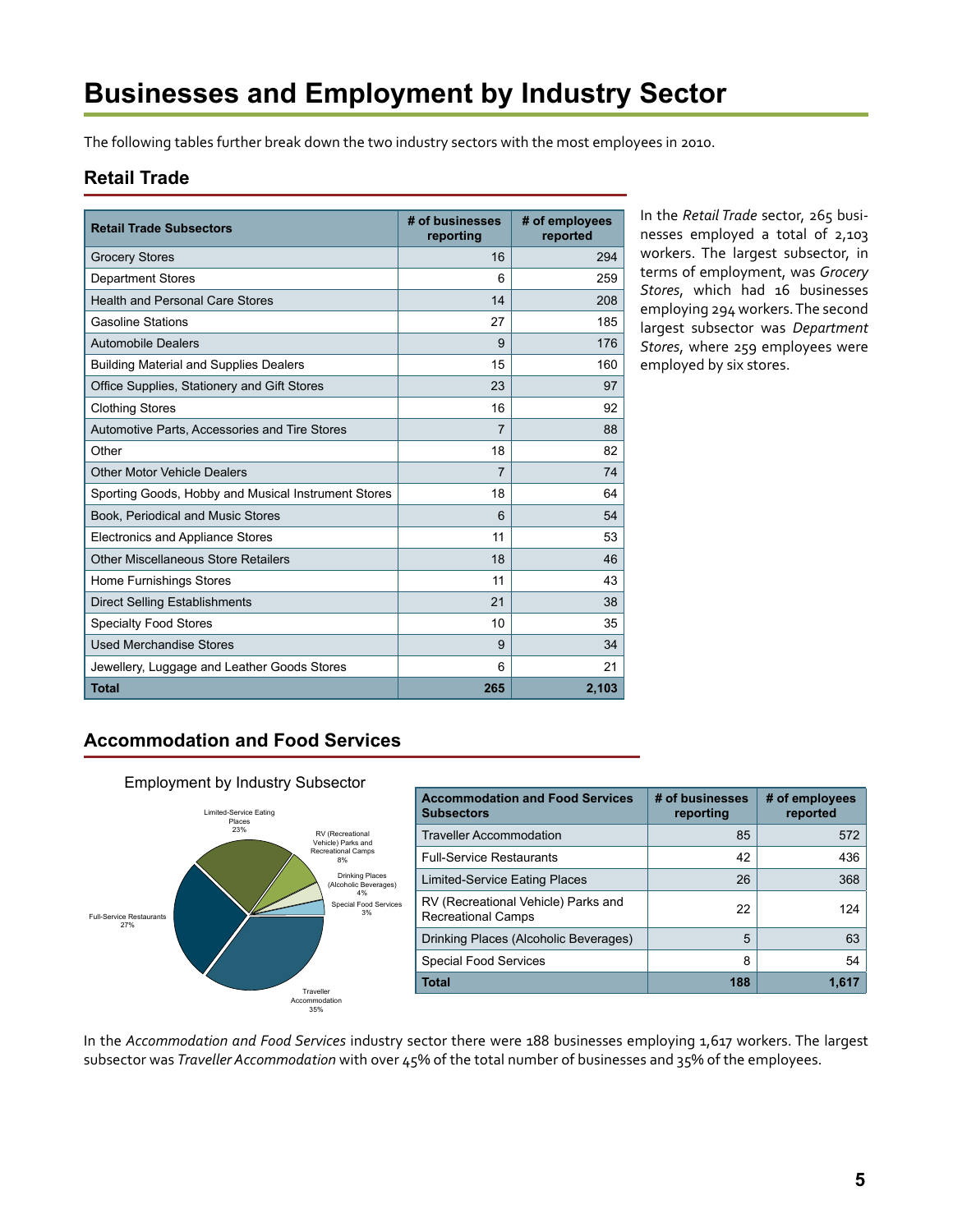# Businesses and Employment by Industry Sector

The following tables further break down the two industry sectors with the most employees in 2010.

## Retail Trade

| Retail Trade Subsectors | # of businesses reporting | # of employees reported |
|---|---|---|
| Grocery Stores | 16 | 294 |
| Department Stores | 6 | 259 |
| Health and Personal Care Stores | 14 | 208 |
| Gasoline Stations | 27 | 185 |
| Automobile Dealers | 9 | 176 |
| Building Material and Supplies Dealers | 15 | 160 |
| Office Supplies, Stationery and Gift Stores | 23 | 97 |
| Clothing Stores | 16 | 92 |
| Automotive Parts, Accessories and Tire Stores | 7 | 88 |
| Other | 18 | 82 |
| Other Motor Vehicle Dealers | 7 | 74 |
| Sporting Goods, Hobby and Musical Instrument Stores | 18 | 64 |
| Book, Periodical and Music Stores | 6 | 54 |
| Electronics and Appliance Stores | 11 | 53 |
| Other Miscellaneous Store Retailers | 18 | 46 |
| Home Furnishings Stores | 11 | 43 |
| Direct Selling Establishments | 21 | 38 |
| Specialty Food Stores | 10 | 35 |
| Used Merchandise Stores | 9 | 34 |
| Jewellery, Luggage and Leather Goods Stores | 6 | 21 |
| **Total** | **265** | **2,103** |

In the *Retail Trade* sector, 265 businesses employed a total of 2,103 workers. The largest subsector, in terms of employment, was *Grocery Stores*, which had 16 businesses employing 294 workers. The second largest subsector was *Department Stores*, where 259 employees were employed by six stores.

## Accommodation and Food Services

Employment by Industry Subsector

- Traveller Accommodation 35%
- Full-Service Restaurants 27%
- Limited-Service Eating Places 23%
- RV (Recreational Vehicle) Parks and Recreational Camps 8%
- Drinking Places (Alcoholic Beverages) 4%
- Special Food Services 3%

| Accommodation and Food Services Subsectors | # of businesses reporting | # of employees reported |
|---|---|---|
| Traveller Accommodation | 85 | 572 |
| Full-Service Restaurants | 42 | 436 |
| Limited-Service Eating Places | 26 | 368 |
| RV (Recreational Vehicle) Parks and Recreational Camps | 22 | 124 |
| Drinking Places (Alcoholic Beverages) | 5 | 63 |
| Special Food Services | 8 | 54 |
| **Total** | **188** | **1,617** |

In the *Accommodation and Food Services* industry sector there were 188 businesses employing 1,617 workers. The largest subsector was *Traveller Accommodation* with over 45% of the total number of businesses and 35% of the employees.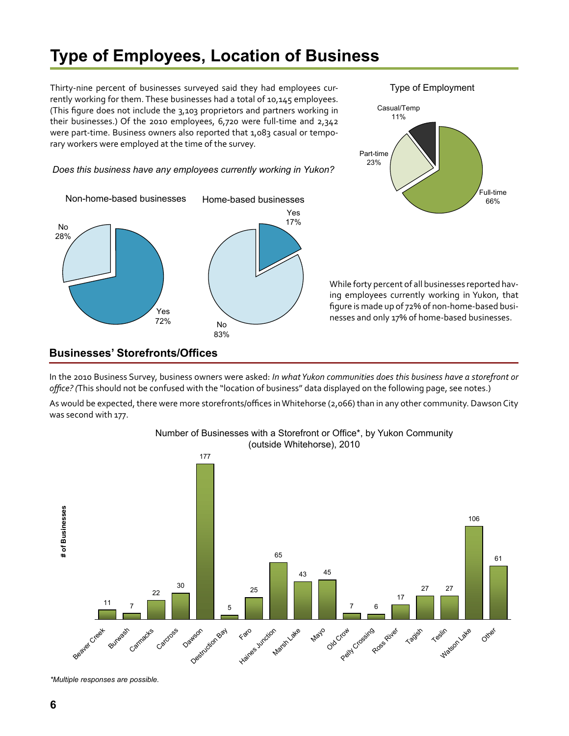# Type of Employees, Location of Business

Thirty-nine percent of businesses surveyed said they had employees currently working for them. These businesses had a total of 10,145 employees. (This figure does not include the 3,103 proprietors and partners working in their businesses.) Of the 2010 employees, 6,720 were full-time and 2,342 were part-time. Business owners also reported that 1,083 casual or temporary workers were employed at the time of the survey.

Type of Employment

| Type | % |
|---|---|
| Full-time | 66% |
| Part-time | 23% |
| Casual/Temp | 11% |

*Does this business have any employees currently working in Yukon?*

| | Yes | No |
|---|---|---|
| Non-home-based businesses | 72% | 28% |
| Home-based businesses | 17% | 83% |

While forty percent of all businesses reported having employees currently working in Yukon, that figure is made up of 72% of non-home-based businesses and only 17% of home-based businesses.

## Businesses' Storefronts/Offices

In the 2010 Business Survey, business owners were asked: *In what Yukon communities does this business have a storefront or office? (*This should not be confused with the "location of business" data displayed on the following page, see notes.)

As would be expected, there were more storefronts/offices in Whitehorse (2,066) than in any other community. Dawson City was second with 177.

Number of Businesses with a Storefront or Office*, by Yukon Community (outside Whitehorse), 2010

| Community | # of Businesses |
|---|---|
| Beaver Creek | 11 |
| Burwash | 7 |
| Carmacks | 22 |
| Carcross | 30 |
| Dawson | 177 |
| Destruction Bay | 5 |
| Faro | 25 |
| Haines Junction | 65 |
| Marsh Lake | 43 |
| Mayo | 45 |
| Old Crow | 7 |
| Pelly Crossing | 6 |
| Ross River | 17 |
| Tagish | 27 |
| Teslin | 27 |
| Watson Lake | 106 |
| Other | 61 |

*\*Multiple responses are possible.*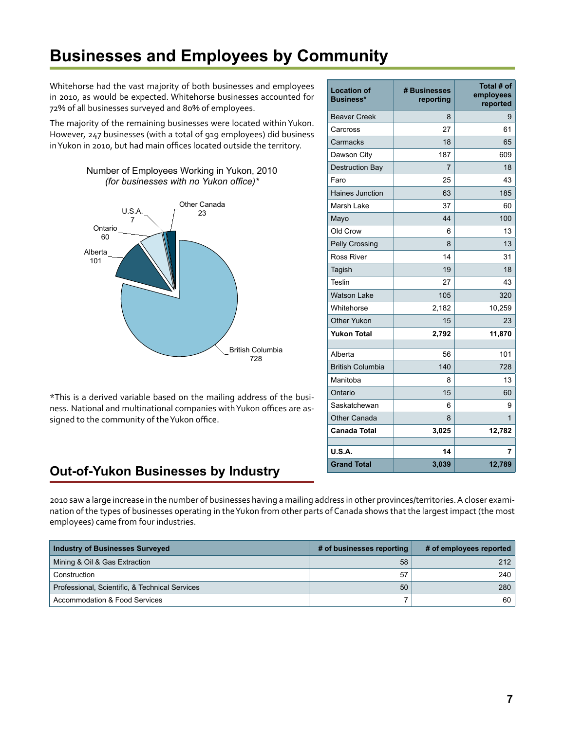# Businesses and Employees by Community

Whitehorse had the vast majority of both businesses and employees in 2010, as would be expected. Whitehorse businesses accounted for 72% of all businesses surveyed and 80% of employees.

The majority of the remaining businesses were located within Yukon. However, 247 businesses (with a total of 919 employees) did business in Yukon in 2010, but had main offices located outside the territory.

Number of Employees Working in Yukon, 2010
*(for businesses with no Yukon office)**

| Location | Employees |
|---|---|
| British Columbia | 728 |
| Alberta | 101 |
| Ontario | 60 |
| U.S.A. | 7 |
| Other Canada | 23 |

| Location of Business* | # Businesses reporting | Total # of employees reported |
|---|---|---|
| Beaver Creek | 8 | 9 |
| Carcross | 27 | 61 |
| Carmacks | 18 | 65 |
| Dawson City | 187 | 609 |
| Destruction Bay | 7 | 18 |
| Faro | 25 | 43 |
| Haines Junction | 63 | 185 |
| Marsh Lake | 37 | 60 |
| Mayo | 44 | 100 |
| Old Crow | 6 | 13 |
| Pelly Crossing | 8 | 13 |
| Ross River | 14 | 31 |
| Tagish | 19 | 18 |
| Teslin | 27 | 43 |
| Watson Lake | 105 | 320 |
| Whitehorse | 2,182 | 10,259 |
| Other Yukon | 15 | 23 |
| **Yukon Total** | **2,792** | **11,870** |
| | | |
| Alberta | 56 | 101 |
| British Columbia | 140 | 728 |
| Manitoba | 8 | 13 |
| Ontario | 15 | 60 |
| Saskatchewan | 6 | 9 |
| Other Canada | 8 | 1 |
| **Canada Total** | **3,025** | **12,782** |
| | | |
| **U.S.A.** | **14** | **7** |
| **Grand Total** | **3,039** | **12,789** |

*This is a derived variable based on the mailing address of the business. National and multinational companies with Yukon offices are assigned to the community of the Yukon office.

## Out-of-Yukon Businesses by Industry

2010 saw a large increase in the number of businesses having a mailing address in other provinces/territories. A closer examination of the types of businesses operating in the Yukon from other parts of Canada shows that the largest impact (the most employees) came from four industries.

| Industry of Businesses Surveyed | # of businesses reporting | # of employees reported |
|---|---|---|
| Mining & Oil & Gas Extraction | 58 | 212 |
| Construction | 57 | 240 |
| Professional, Scientific, & Technical Services | 50 | 280 |
| Accommodation & Food Services | 7 | 60 |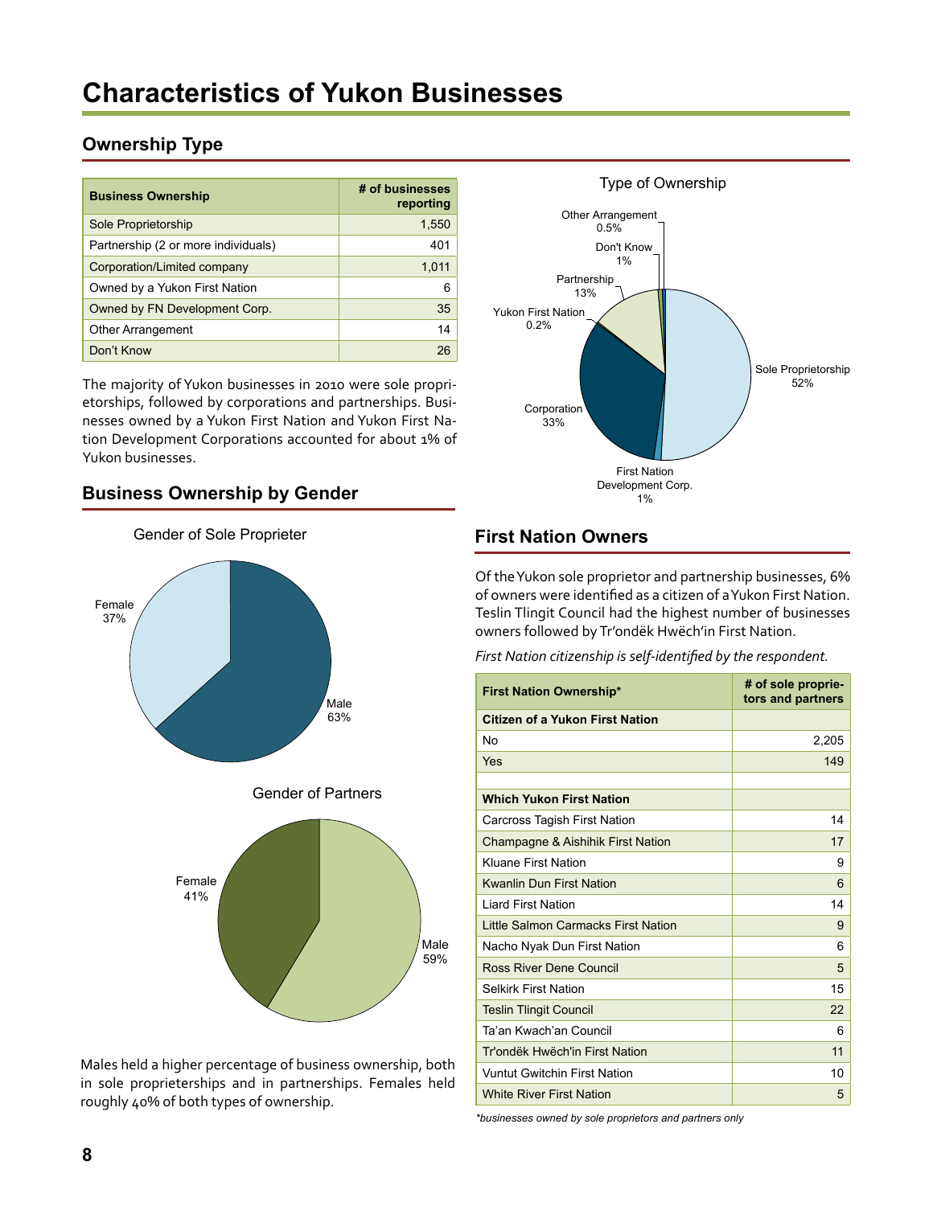# Characteristics of Yukon Businesses

## Ownership Type

| Business Ownership | # of businesses reporting |
|---|---|
| Sole Proprietorship | 1,550 |
| Partnership (2 or more individuals) | 401 |
| Corporation/Limited company | 1,011 |
| Owned by a Yukon First Nation | 6 |
| Owned by FN Development Corp. | 35 |
| Other Arrangement | 14 |
| Don't Know | 26 |

The majority of Yukon businesses in 2010 were sole proprietorships, followed by corporations and partnerships. Businesses owned by a Yukon First Nation and Yukon First Nation Development Corporations accounted for about 1% of Yukon businesses.

Type of Ownership

Other Arrangement 0.5%
Don't Know 1%
Partnership 13%
Yukon First Nation 0.2%
Sole Proprietorship 52%
Corporation 33%
First Nation Development Corp. 1%

## Business Ownership by Gender

Gender of Sole Proprieter

Female 37%
Male 63%

Gender of Partners

Female 41%
Male 59%

Males held a higher percentage of business ownership, both in sole proprieterships and in partnerships. Females held roughly 40% of both types of ownership.

## First Nation Owners

Of the Yukon sole proprietor and partnership businesses, 6% of owners were identified as a citizen of a Yukon First Nation. Teslin Tlingit Council had the highest number of businesses owners followed by Tr'ondëk Hwëch'in First Nation.

*First Nation citizenship is self-identified by the respondent.*

| First Nation Ownership* | # of sole proprietors and partners |
|---|---|
| **Citizen of a Yukon First Nation** | |
| No | 2,205 |
| Yes | 149 |
| | |
| **Which Yukon First Nation** | |
| Carcross Tagish First Nation | 14 |
| Champagne & Aishihik First Nation | 17 |
| Kluane First Nation | 9 |
| Kwanlin Dun First Nation | 6 |
| Liard First Nation | 14 |
| Little Salmon Carmacks First Nation | 9 |
| Nacho Nyak Dun First Nation | 6 |
| Ross River Dene Council | 5 |
| Selkirk First Nation | 15 |
| Teslin Tlingit Council | 22 |
| Ta'an Kwach'an Council | 6 |
| Tr'ondëk Hwëch'in First Nation | 11 |
| Vuntut Gwitchin First Nation | 10 |
| White River First Nation | 5 |

*businesses owned by sole proprietors and partners only*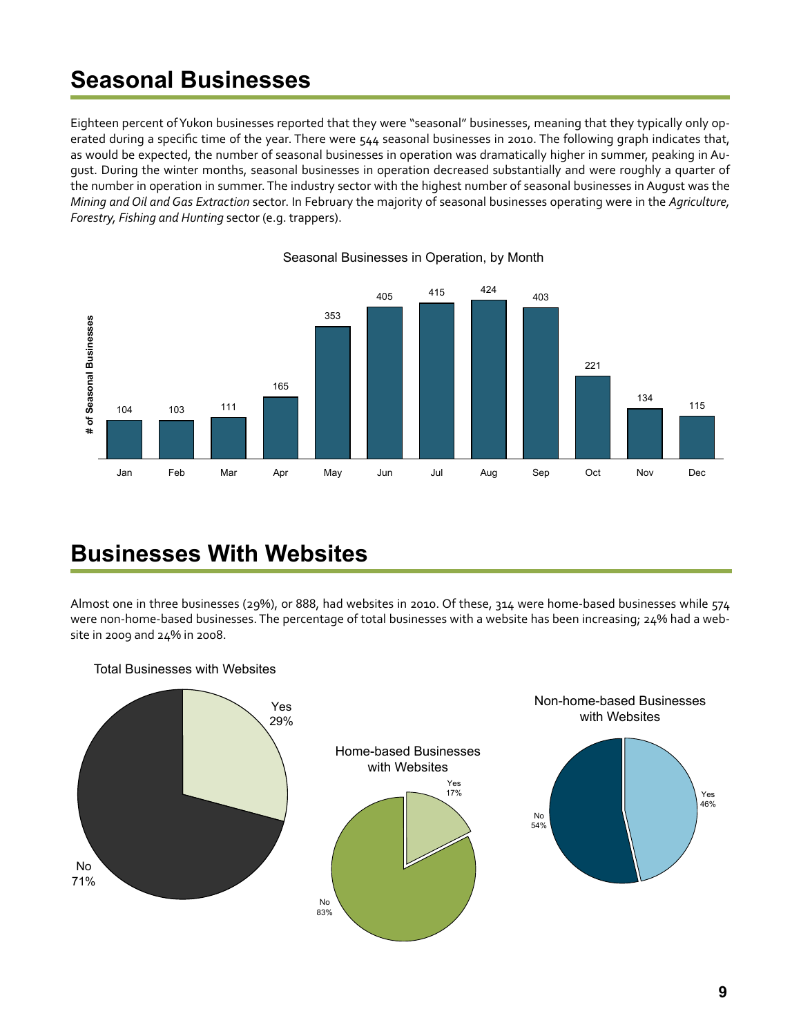## Seasonal Businesses

Eighteen percent of Yukon businesses reported that they were "seasonal" businesses, meaning that they typically only operated during a specific time of the year. There were 544 seasonal businesses in 2010. The following graph indicates that, as would be expected, the number of seasonal businesses in operation was dramatically higher in summer, peaking in August. During the winter months, seasonal businesses in operation decreased substantially and were roughly a quarter of the number in operation in summer. The industry sector with the highest number of seasonal businesses in August was the *Mining and Oil and Gas Extraction* sector. In February the majority of seasonal businesses operating were in the *Agriculture, Forestry, Fishing and Hunting* sector (e.g. trappers).

Seasonal Businesses in Operation, by Month

| Month | # of Seasonal Businesses |
|---|---|
| Jan | 104 |
| Feb | 103 |
| Mar | 111 |
| Apr | 165 |
| May | 353 |
| Jun | 405 |
| Jul | 415 |
| Aug | 424 |
| Sep | 403 |
| Oct | 221 |
| Nov | 134 |
| Dec | 115 |

## Businesses With Websites

Almost one in three businesses (29%), or 888, had websites in 2010. Of these, 314 were home-based businesses while 574 were non-home-based businesses. The percentage of total businesses with a website has been increasing; 24% had a website in 2009 and 24% in 2008.

Total Businesses with Websites

| | % |
|---|---|
| Yes | 29% |
| No | 71% |

Home-based Businesses with Websites

| | % |
|---|---|
| Yes | 17% |
| No | 83% |

Non-home-based Businesses with Websites

| | % |
|---|---|
| Yes | 46% |
| No | 54% |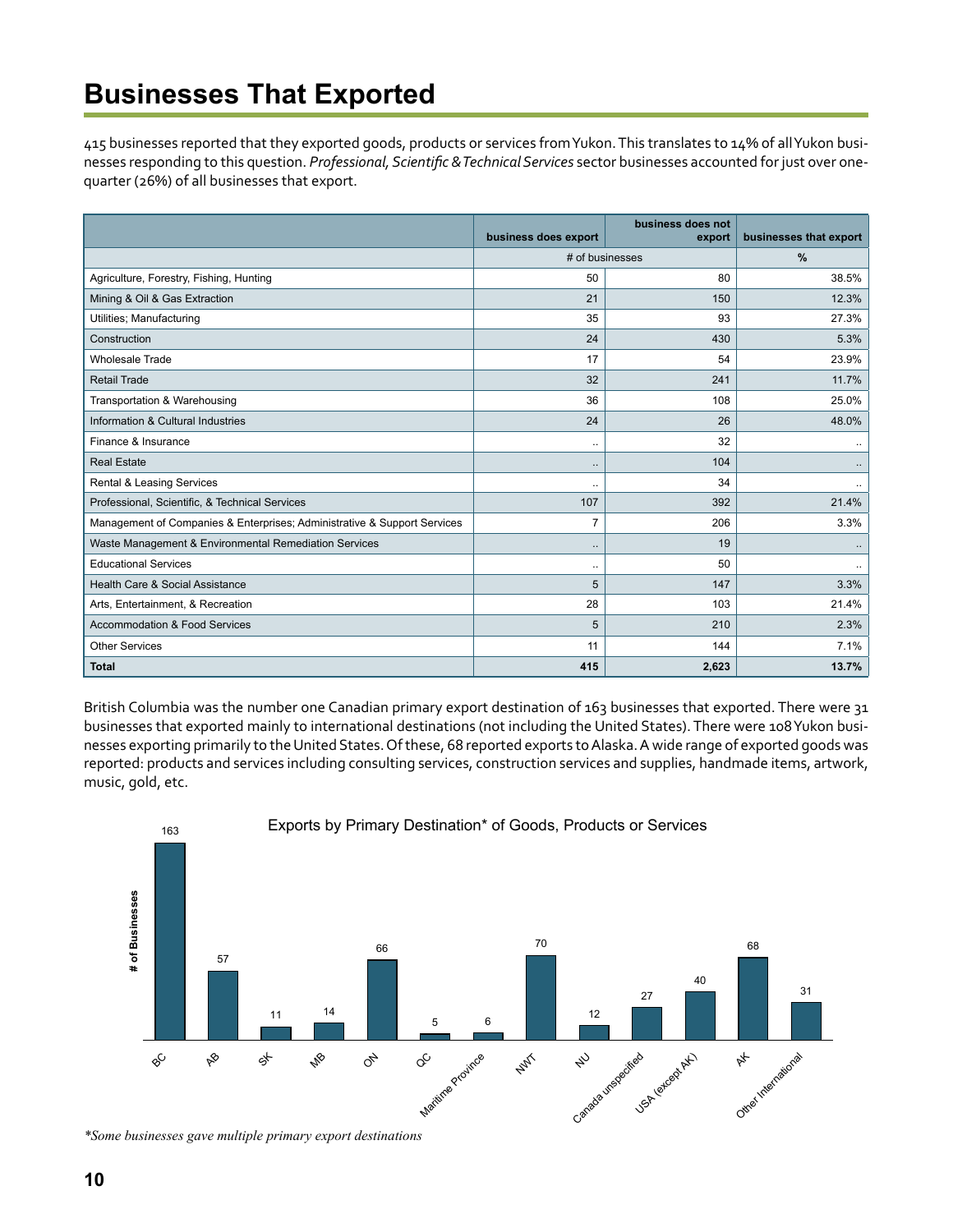# Businesses That Exported

415 businesses reported that they exported goods, products or services from Yukon. This translates to 14% of all Yukon businesses responding to this question. *Professional, Scientific & Technical Services* sector businesses accounted for just over one-quarter (26%) of all businesses that export.

| | business does export | business does not export | businesses that export |
|---|---|---|---|
| | # of businesses | | % |
| Agriculture, Forestry, Fishing, Hunting | 50 | 80 | 38.5% |
| Mining & Oil & Gas Extraction | 21 | 150 | 12.3% |
| Utilities; Manufacturing | 35 | 93 | 27.3% |
| Construction | 24 | 430 | 5.3% |
| Wholesale Trade | 17 | 54 | 23.9% |
| Retail Trade | 32 | 241 | 11.7% |
| Transportation & Warehousing | 36 | 108 | 25.0% |
| Information & Cultural Industries | 24 | 26 | 48.0% |
| Finance & Insurance | .. | 32 | .. |
| Real Estate | .. | 104 | .. |
| Rental & Leasing Services | .. | 34 | .. |
| Professional, Scientific, & Technical Services | 107 | 392 | 21.4% |
| Management of Companies & Enterprises; Administrative & Support Services | 7 | 206 | 3.3% |
| Waste Management & Environmental Remediation Services | .. | 19 | .. |
| Educational Services | .. | 50 | .. |
| Health Care & Social Assistance | 5 | 147 | 3.3% |
| Arts, Entertainment, & Recreation | 28 | 103 | 21.4% |
| Accommodation & Food Services | 5 | 210 | 2.3% |
| Other Services | 11 | 144 | 7.1% |
| **Total** | **415** | **2,623** | **13.7%** |

British Columbia was the number one Canadian primary export destination of 163 businesses that exported. There were 31 businesses that exported mainly to international destinations (not including the United States). There were 108 Yukon businesses exporting primarily to the United States. Of these, 68 reported exports to Alaska. A wide range of exported goods was reported: products and services including consulting services, construction services and supplies, handmade items, artwork, music, gold, etc.

**Exports by Primary Destination\* of Goods, Products or Services**

| Destination | # of Businesses |
|---|---|
| BC | 163 |
| AB | 57 |
| SK | 11 |
| MB | 14 |
| ON | 66 |
| QC | 5 |
| Maritime Province | 6 |
| NWT | 70 |
| NU | 12 |
| Canada unspecified | 27 |
| USA (except AK) | 40 |
| AK | 68 |
| Other International | 31 |

*\*Some businesses gave multiple primary export destinations*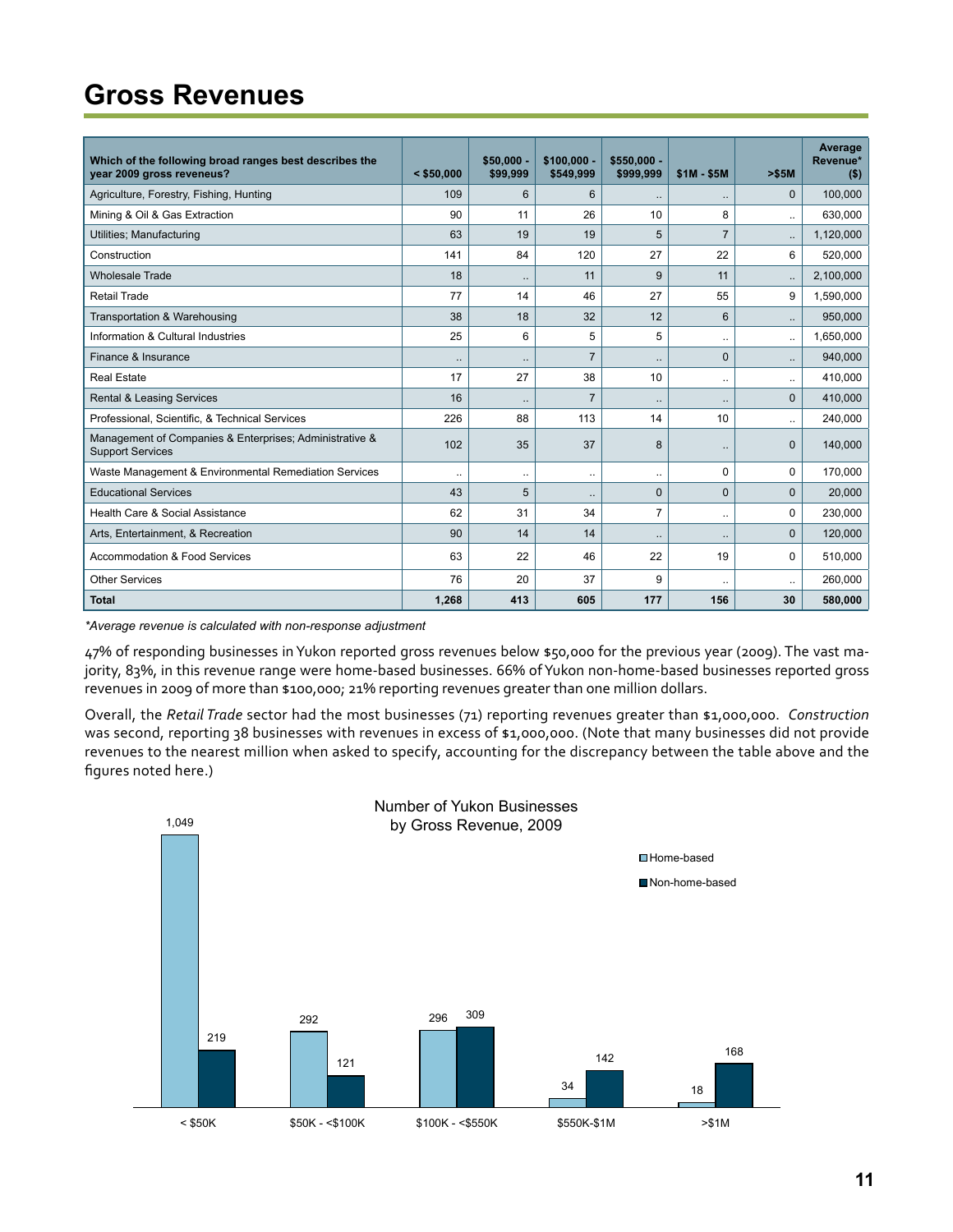# Gross Revenues

| Which of the following broad ranges best describes the year 2009 gross reveneus? | < $50,000 | $50,000 - $99,999 | $100,000 - $549,999 | $550,000 - $999,999 | $1M - $5M | >$5M | Average Revenue* ($) |
|---|---|---|---|---|---|---|---|
| Agriculture, Forestry, Fishing, Hunting | 109 | 6 | 6 | .. | .. | 0 | 100,000 |
| Mining & Oil & Gas Extraction | 90 | 11 | 26 | 10 | 8 | .. | 630,000 |
| Utilities; Manufacturing | 63 | 19 | 19 | 5 | 7 | .. | 1,120,000 |
| Construction | 141 | 84 | 120 | 27 | 22 | 6 | 520,000 |
| Wholesale Trade | 18 | .. | 11 | 9 | 11 | .. | 2,100,000 |
| Retail Trade | 77 | 14 | 46 | 27 | 55 | 9 | 1,590,000 |
| Transportation & Warehousing | 38 | 18 | 32 | 12 | 6 | .. | 950,000 |
| Information & Cultural Industries | 25 | 6 | 5 | 5 | .. | .. | 1,650,000 |
| Finance & Insurance | .. | .. | 7 | .. | 0 | .. | 940,000 |
| Real Estate | 17 | 27 | 38 | 10 | .. | .. | 410,000 |
| Rental & Leasing Services | 16 | .. | 7 | .. | .. | 0 | 410,000 |
| Professional, Scientific, & Technical Services | 226 | 88 | 113 | 14 | 10 | .. | 240,000 |
| Management of Companies & Enterprises; Administrative & Support Services | 102 | 35 | 37 | 8 | .. | 0 | 140,000 |
| Waste Management & Environmental Remediation Services | .. | .. | .. | .. | 0 | 0 | 170,000 |
| Educational Services | 43 | 5 | .. | 0 | 0 | 0 | 20,000 |
| Health Care & Social Assistance | 62 | 31 | 34 | 7 | .. | 0 | 230,000 |
| Arts, Entertainment, & Recreation | 90 | 14 | 14 | .. | .. | 0 | 120,000 |
| Accommodation & Food Services | 63 | 22 | 46 | 22 | 19 | 0 | 510,000 |
| Other Services | 76 | 20 | 37 | 9 | .. | .. | 260,000 |
| **Total** | **1,268** | **413** | **605** | **177** | **156** | **30** | **580,000** |

*\*Average revenue is calculated with non-response adjustment*

47% of responding businesses in Yukon reported gross revenues below $50,000 for the previous year (2009). The vast majority, 83%, in this revenue range were home-based businesses. 66% of Yukon non-home-based businesses reported gross revenues in 2009 of more than $100,000; 21% reporting revenues greater than one million dollars.

Overall, the *Retail Trade* sector had the most businesses (71) reporting revenues greater than $1,000,000. *Construction* was second, reporting 38 businesses with revenues in excess of $1,000,000. (Note that many businesses did not provide revenues to the nearest million when asked to specify, accounting for the discrepancy between the table above and the figures noted here.)

Number of Yukon Businesses by Gross Revenue, 2009

| | Home-based | Non-home-based |
|---|---|---|
| < $50K | 1,049 | 219 |
| $50K - <$100K | 292 | 121 |
| $100K - <$550K | 296 | 309 |
| $550K-$1M | 34 | 142 |
| >$1M | 18 | 168 |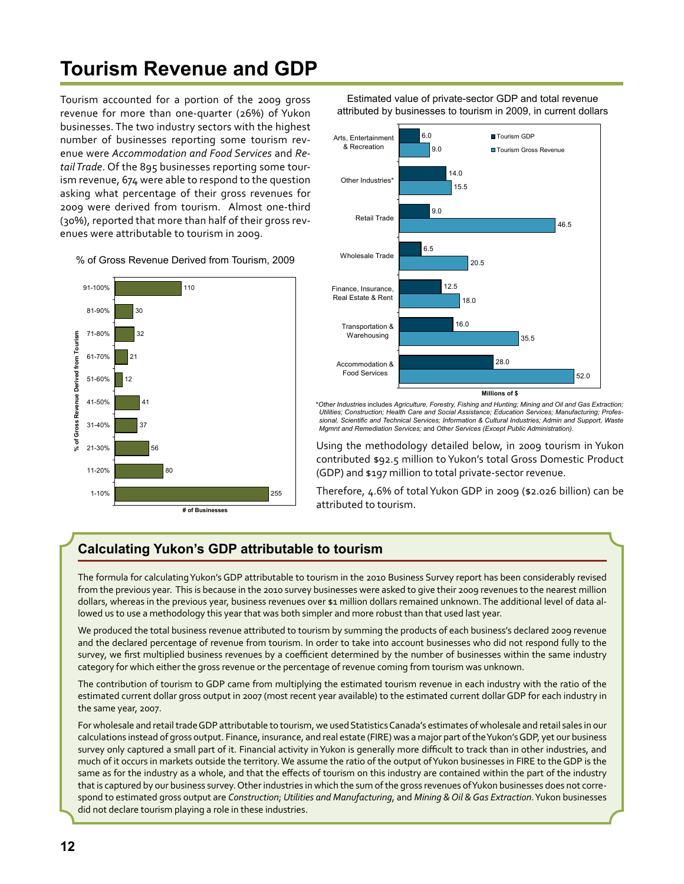# Tourism Revenue and GDP

Tourism accounted for a portion of the 2009 gross revenue for more than one-quarter (26%) of Yukon businesses. The two industry sectors with the highest number of businesses reporting some tourism revenue were *Accommodation and Food Services* and *Retail Trade*. Of the 895 businesses reporting some tourism revenue, 674 were able to respond to the question asking what percentage of their gross revenues for 2009 were derived from tourism. Almost one-third (30%), reported that more than half of their gross revenues were attributable to tourism in 2009.

% of Gross Revenue Derived from Tourism, 2009

| % of Gross Revenue Derived from Tourism | # of Businesses |
|---|---|
| 91-100% | 110 |
| 81-90% | 30 |
| 71-80% | 32 |
| 61-70% | 21 |
| 51-60% | 12 |
| 41-50% | 41 |
| 31-40% | 37 |
| 21-30% | 56 |
| 11-20% | 80 |
| 1-10% | 255 |

Estimated value of private-sector GDP and total revenue attributed by businesses to tourism in 2009, in current dollars

| Industry | Tourism GDP (Millions of $) | Tourism Gross Revenue (Millions of $) |
|---|---|---|
| Arts, Entertainment & Recreation | 6.0 | 9.0 |
| Other Industries* | 14.0 | 15.5 |
| Retail Trade | 9.0 | 46.5 |
| Wholesale Trade | 6.5 | 20.5 |
| Finance, Insurance, Real Estate & Rent | 12.5 | 18.0 |
| Transportation & Warehousing | 16.0 | 35.5 |
| Accommodation & Food Services | 28.0 | 52.0 |

**Other Industries* includes *Agriculture, Forestry, Fishing and Hunting; Mining and Oil and Gas Extraction; Utilities; Construction; Health Care and Social Assistance; Education Services; Manufacturing; Professional, Scientific and Technical Services; Information & Cultural Industries; Admin and Support, Waste Mgmnt and Remediation Services;* and *Other Services (Except Public Administration).*

Using the methodology detailed below, in 2009 tourism in Yukon contributed $92.5 million to Yukon's total Gross Domestic Product (GDP) and $197 million to total private-sector revenue.

Therefore, 4.6% of total Yukon GDP in 2009 ($2.026 billion) can be attributed to tourism.

## Calculating Yukon's GDP attributable to tourism

The formula for calculating Yukon's GDP attributable to tourism in the 2010 Business Survey report has been considerably revised from the previous year. This is because in the 2010 survey businesses were asked to give their 2009 revenues to the nearest million dollars, whereas in the previous year, business revenues over $1 million dollars remained unknown. The additional level of data allowed us to use a methodology this year that was both simpler and more robust than that used last year.

We produced the total business revenue attributed to tourism by summing the products of each business's declared 2009 revenue and the declared percentage of revenue from tourism. In order to take into account businesses who did not respond fully to the survey, we first multiplied business revenues by a coefficient determined by the number of businesses within the same industry category for which either the gross revenue or the percentage of revenue coming from tourism was unknown.

The contribution of tourism to GDP came from multiplying the estimated tourism revenue in each industry with the ratio of the estimated current dollar gross output in 2007 (most recent year available) to the estimated current dollar GDP for each industry in the same year, 2007.

For wholesale and retail trade GDP attributable to tourism, we used Statistics Canada's estimates of wholesale and retail sales in our calculations instead of gross output. Finance, insurance, and real estate (FIRE) was a major part of the Yukon's GDP, yet our business survey only captured a small part of it. Financial activity in Yukon is generally more difficult to track than in other industries, and much of it occurs in markets outside the territory. We assume the ratio of the output of Yukon businesses in FIRE to the GDP is the same as for the industry as a whole, and that the effects of tourism on this industry are contained within the part of the industry that is captured by our business survey. Other industries in which the sum of the gross revenues of Yukon businesses does not correspond to estimated gross output are *Construction*; *Utilities and Manufacturing*, and *Mining & Oil & Gas Extraction*. Yukon businesses did not declare tourism playing a role in these industries.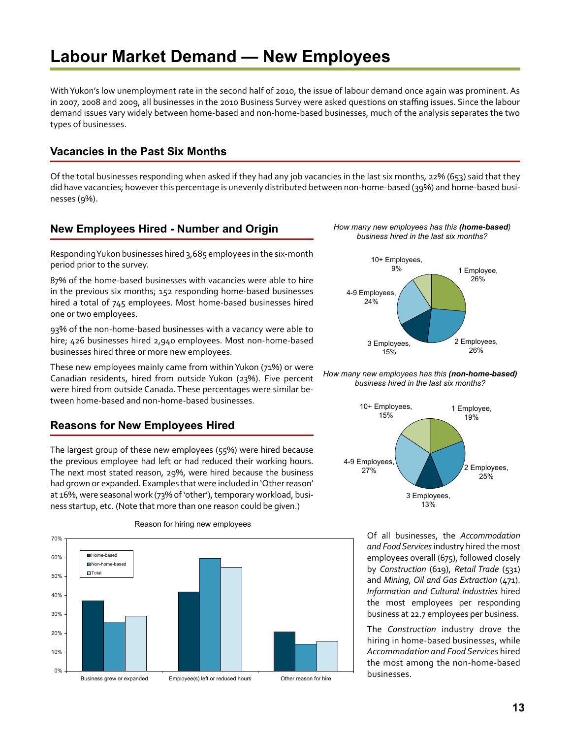# Labour Market Demand — New Employees

With Yukon's low unemployment rate in the second half of 2010, the issue of labour demand once again was prominent. As in 2007, 2008 and 2009, all businesses in the 2010 Business Survey were asked questions on staffing issues. Since the labour demand issues vary widely between home-based and non-home-based businesses, much of the analysis separates the two types of businesses.

## Vacancies in the Past Six Months

Of the total businesses responding when asked if they had any job vacancies in the last six months, 22% (653) said that they did have vacancies; however this percentage is unevenly distributed between non-home-based (39%) and home-based businesses (9%).

## New Employees Hired - Number and Origin

Responding Yukon businesses hired 3,685 employees in the six-month period prior to the survey.

87% of the home-based businesses with vacancies were able to hire in the previous six months; 152 responding home-based businesses hired a total of 745 employees. Most home-based businesses hired one or two employees.

93% of the non-home-based businesses with a vacancy were able to hire; 426 businesses hired 2,940 employees. Most non-home-based businesses hired three or more new employees.

These new employees mainly came from within Yukon (71%) or were Canadian residents, hired from outside Yukon (23%). Five percent were hired from outside Canada. These percentages were similar between home-based and non-home-based businesses.

*How many new employees has this **(home-based)** business hired in the last six months?*

| Number of employees | Percent |
|---|---|
| 1 Employee | 26% |
| 2 Employees | 26% |
| 3 Employees | 15% |
| 4-9 Employees | 24% |
| 10+ Employees | 9% |

*How many new employees has this **(non-home-based)** business hired in the last six months?*

| Number of employees | Percent |
|---|---|
| 1 Employee | 19% |
| 2 Employees | 25% |
| 3 Employees | 13% |
| 4-9 Employees | 27% |
| 10+ Employees | 15% |

## Reasons for New Employees Hired

The largest group of these new employees (55%) were hired because the previous employee had left or had reduced their working hours. The next most stated reason, 29%, were hired because the business had grown or expanded. Examples that were included in 'Other reason' at 16%, were seasonal work (73% of 'other'), temporary workload, business startup, etc. (Note that more than one reason could be given.)

Reason for hiring new employees

| Reason | Home-based | Non-home-based | Total |
|---|---|---|---|
| Business grew or expanded | ~37% | ~26% | ~29% |
| Employee(s) left or reduced hours | ~42% | ~60% | ~55% |
| Other reason for hire | ~21% | ~14% | ~16% |

Of all businesses, the *Accommodation and Food Services* industry hired the most employees overall (675), followed closely by *Construction* (619), *Retail Trade* (531) and *Mining, Oil and Gas Extraction* (471). *Information and Cultural Industries* hired the most employees per responding business at 22.7 employees per business.

The *Construction* industry drove the hiring in home-based businesses, while *Accommodation and Food Services* hired the most among the non-home-based businesses.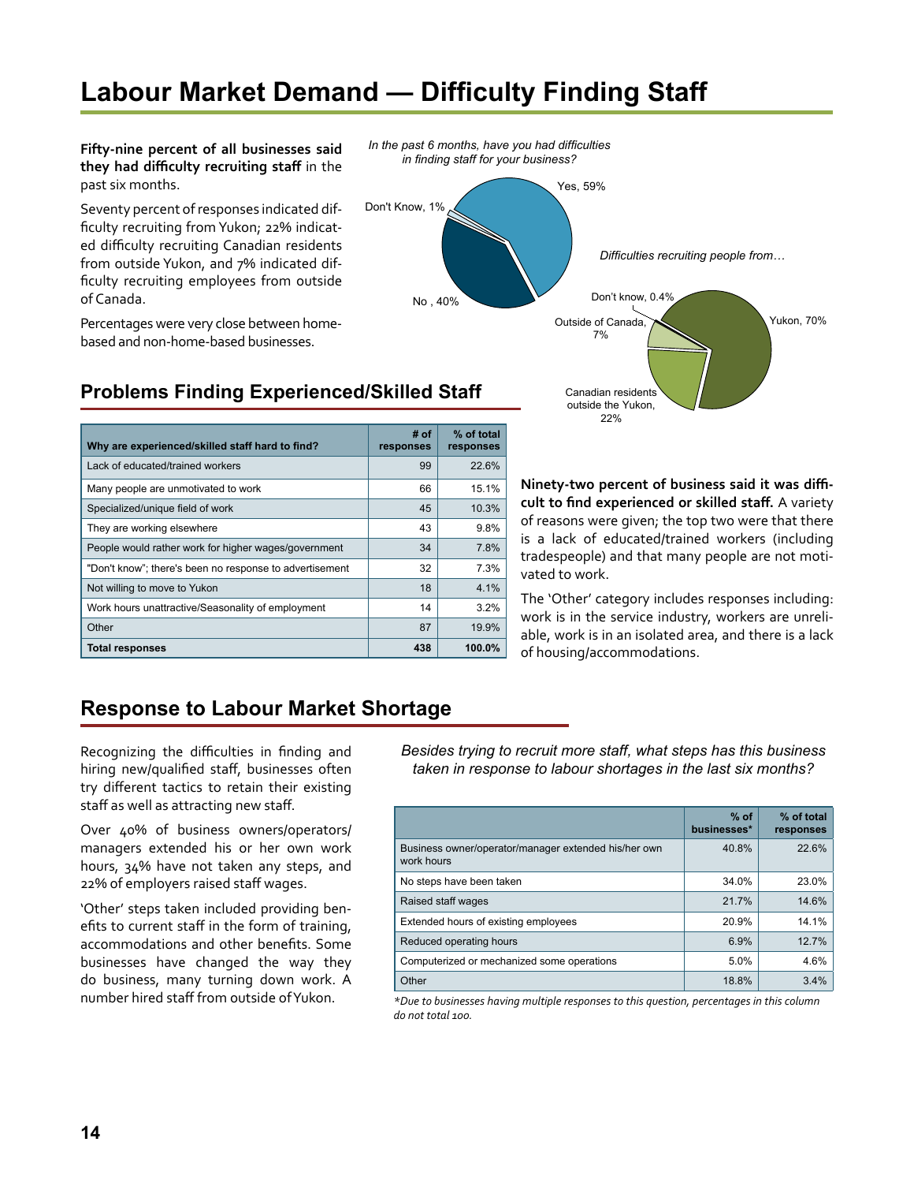# Labour Market Demand — Difficulty Finding Staff

**Fifty-nine percent of all businesses said they had difficulty recruiting staff** in the past six months.

Seventy percent of responses indicated difficulty recruiting from Yukon; 22% indicated difficulty recruiting Canadian residents from outside Yukon, and 7% indicated difficulty recruiting employees from outside of Canada.

Percentages were very close between home-based and non-home-based businesses.

*In the past 6 months, have you had difficulties in finding staff for your business?*

Yes, 59%
No, 40%
Don't Know, 1%

*Difficulties recruiting people from…*

Yukon, 70%
Canadian residents outside the Yukon, 22%
Outside of Canada, 7%
Don't know, 0.4%

## Problems Finding Experienced/Skilled Staff

| Why are experienced/skilled staff hard to find? | # of responses | % of total responses |
|---|---|---|
| Lack of educated/trained workers | 99 | 22.6% |
| Many people are unmotivated to work | 66 | 15.1% |
| Specialized/unique field of work | 45 | 10.3% |
| They are working elsewhere | 43 | 9.8% |
| People would rather work for higher wages/government | 34 | 7.8% |
| "Don't know"; there's been no response to advertisement | 32 | 7.3% |
| Not willing to move to Yukon | 18 | 4.1% |
| Work hours unattractive/Seasonality of employment | 14 | 3.2% |
| Other | 87 | 19.9% |
| **Total responses** | **438** | **100.0%** |

**Ninety-two percent of business said it was difficult to find experienced or skilled staff.** A variety of reasons were given; the top two were that there is a lack of educated/trained workers (including tradespeople) and that many people are not motivated to work.

The 'Other' category includes responses including: work is in the service industry, workers are unreliable, work is in an isolated area, and there is a lack of housing/accommodations.

## Response to Labour Market Shortage

Recognizing the difficulties in finding and hiring new/qualified staff, businesses often try different tactics to retain their existing staff as well as attracting new staff.

Over 40% of business owners/operators/managers extended his or her own work hours, 34% have not taken any steps, and 22% of employers raised staff wages.

'Other' steps taken included providing benefits to current staff in the form of training, accommodations and other benefits. Some businesses have changed the way they do business, many turning down work. A number hired staff from outside of Yukon.

*Besides trying to recruit more staff, what steps has this business taken in response to labour shortages in the last six months?*

| | % of businesses* | % of total responses |
|---|---|---|
| Business owner/operator/manager extended his/her own work hours | 40.8% | 22.6% |
| No steps have been taken | 34.0% | 23.0% |
| Raised staff wages | 21.7% | 14.6% |
| Extended hours of existing employees | 20.9% | 14.1% |
| Reduced operating hours | 6.9% | 12.7% |
| Computerized or mechanized some operations | 5.0% | 4.6% |
| Other | 18.8% | 3.4% |

*\*Due to businesses having multiple responses to this question, percentages in this column do not total 100.*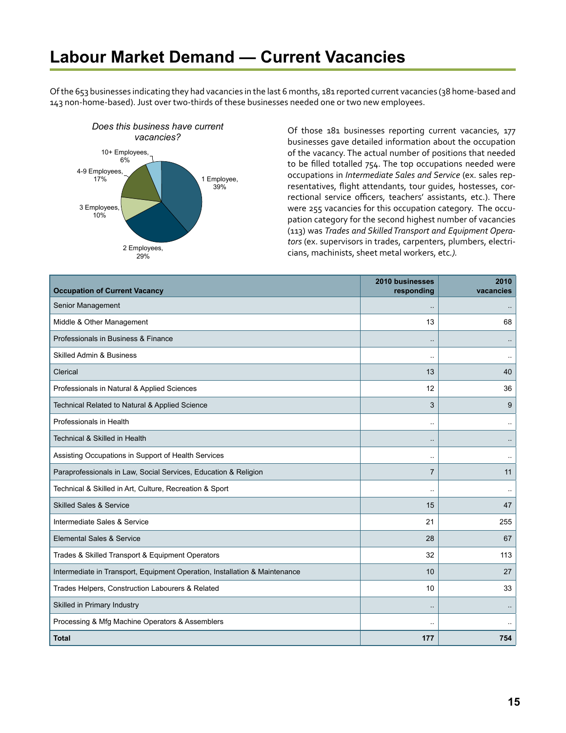# Labour Market Demand — Current Vacancies

Of the 653 businesses indicating they had vacancies in the last 6 months, 181 reported current vacancies (38 home-based and 143 non-home-based). Just over two-thirds of these businesses needed one or two new employees.

*Does this business have current vacancies?*

1 Employee, 39%
2 Employees, 29%
3 Employees, 10%
4-9 Employees, 17%
10+ Employees, 6%

Of those 181 businesses reporting current vacancies, 177 businesses gave detailed information about the occupation of the vacancy. The actual number of positions that needed to be filled totalled 754. The top occupations needed were occupations in *Intermediate Sales and Service* (ex. sales representatives, flight attendants, tour guides, hostesses, correctional service officers, teachers' assistants, etc.). There were 255 vacancies for this occupation category. The occupation category for the second highest number of vacancies (113) was *Trades and Skilled Transport and Equipment Operators* (ex. supervisors in trades, carpenters, plumbers, electricians, machinists, sheet metal workers, etc.*)*.

| Occupation of Current Vacancy | 2010 businesses responding | 2010 vacancies |
|---|---|---|
| Senior Management | .. | .. |
| Middle & Other Management | 13 | 68 |
| Professionals in Business & Finance | .. | .. |
| Skilled Admin & Business | .. | .. |
| Clerical | 13 | 40 |
| Professionals in Natural & Applied Sciences | 12 | 36 |
| Technical Related to Natural & Applied Science | 3 | 9 |
| Professionals in Health | .. | .. |
| Technical & Skilled in Health | .. | .. |
| Assisting Occupations in Support of Health Services | .. | .. |
| Paraprofessionals in Law, Social Services, Education & Religion | 7 | 11 |
| Technical & Skilled in Art, Culture, Recreation & Sport | .. | .. |
| Skilled Sales & Service | 15 | 47 |
| Intermediate Sales & Service | 21 | 255 |
| Elemental Sales & Service | 28 | 67 |
| Trades & Skilled Transport & Equipment Operators | 32 | 113 |
| Intermediate in Transport, Equipment Operation, Installation & Maintenance | 10 | 27 |
| Trades Helpers, Construction Labourers & Related | 10 | 33 |
| Skilled in Primary Industry | .. | .. |
| Processing & Mfg Machine Operators & Assemblers | .. | .. |
| **Total** | **177** | **754** |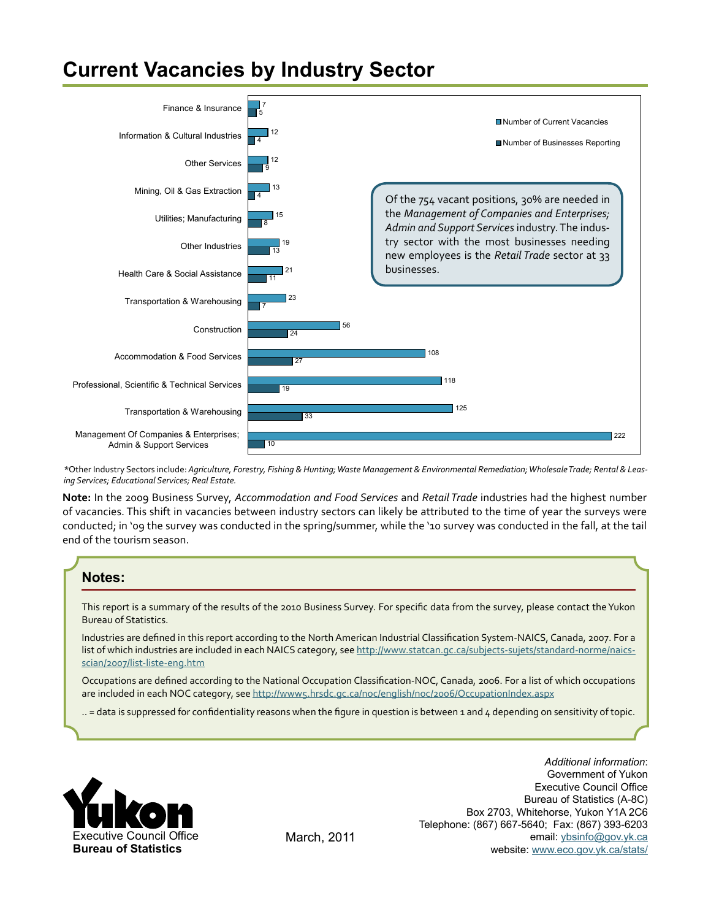# Current Vacancies by Industry Sector

Number of Current Vacancies
Number of Businesses Reporting

Finance & Insurance 7 5
Information & Cultural Industries 12 4
Other Services 12 9
Mining, Oil & Gas Extraction 13 4
Utilities; Manufacturing 15 8
Other Industries 19 13
Health Care & Social Assistance 21 11
Transportation & Warehousing 23 7
Construction 56 24
Accommodation & Food Services 108 27
Professional, Scientific & Technical Services 118 19
Transportation & Warehousing 125 33
Management Of Companies & Enterprises; Admin & Support Services 222 10

Of the 754 vacant positions, 30% are needed in the *Management of Companies and Enterprises; Admin and Support Services* industry. The industry sector with the most businesses needing new employees is the *Retail Trade* sector at 33 businesses.

*Other Industry Sectors include: *Agriculture, Forestry, Fishing & Hunting; Waste Management & Environmental Remediation; Wholesale Trade; Rental & Leasing Services; Educational Services; Real Estate.*

**Note:** In the 2009 Business Survey, *Accommodation and Food Services* and *Retail Trade* industries had the highest number of vacancies. This shift in vacancies between industry sectors can likely be attributed to the time of year the surveys were conducted; in '09 the survey was conducted in the spring/summer, while the '10 survey was conducted in the fall, at the tail end of the tourism season.

## Notes:

This report is a summary of the results of the 2010 Business Survey. For specific data from the survey, please contact the Yukon Bureau of Statistics.

Industries are defined in this report according to the North American Industrial Classification System-NAICS, Canada, 2007. For a list of which industries are included in each NAICS category, see http://www.statcan.gc.ca/subjects-sujets/standard-norme/naics-scian/2007/list-liste-eng.htm

Occupations are defined according to the National Occupation Classification-NOC, Canada, 2006. For a list of which occupations are included in each NOC category, see http://www5.hrsdc.gc.ca/noc/english/noc/2006/OccupationIndex.aspx

.. = data is suppressed for confidentiality reasons when the figure in question is between 1 and 4 depending on sensitivity of topic.

Yukon
Executive Council Office
**Bureau of Statistics**

March, 2011

*Additional information*:
Government of Yukon
Executive Council Office
Bureau of Statistics (A-8C)
Box 2703, Whitehorse, Yukon Y1A 2C6
Telephone: (867) 667-5640; Fax: (867) 393-6203
email: ybsinfo@gov.yk.ca
website: www.eco.gov.yk.ca/stats/